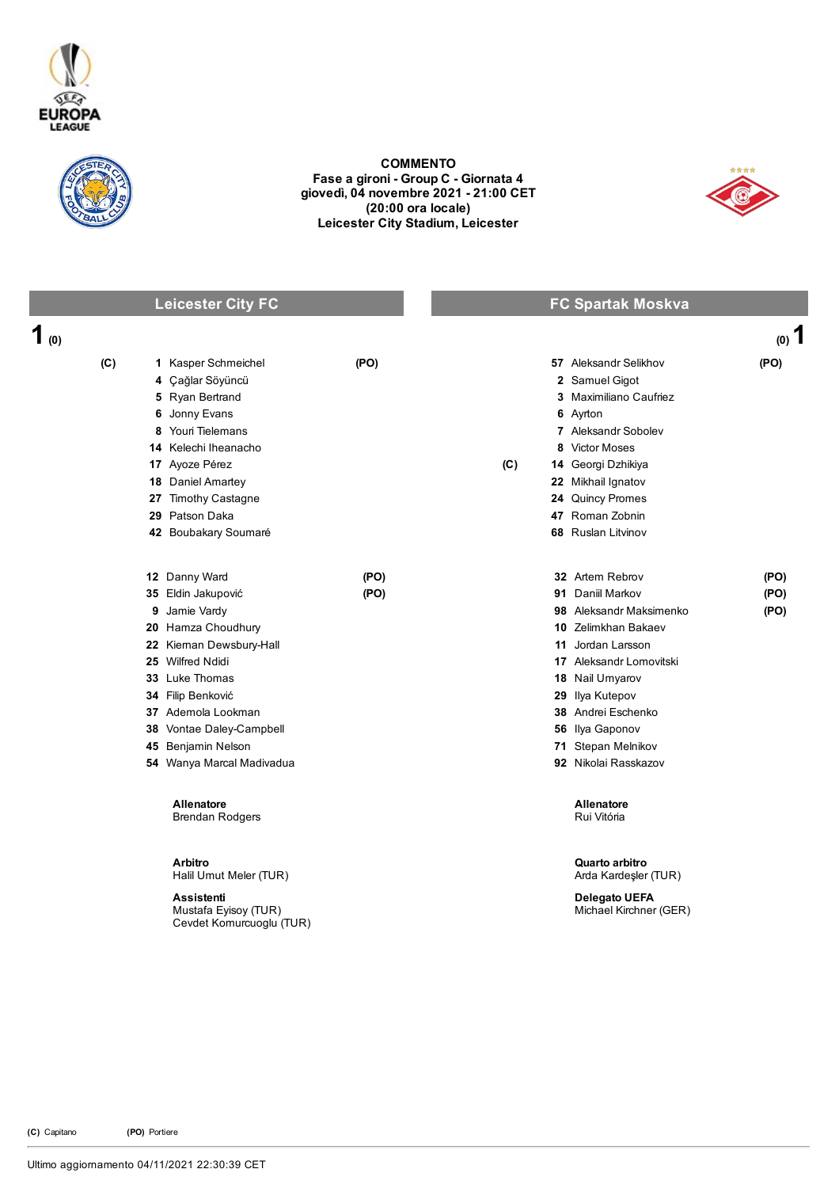**COMMENTO**
**Fase a gironi - Group C - Giornata 4**
**giovedì, 04 novembre 2021 - 21:00 CET**
**(20:00 ora locale)**
**Leicester City Stadium, Leicester**

## Leicester City FC 1 (0) – (0) 1 FC Spartak Moskva

### Leicester City FC

| | N. | Giocatore | |
|---|---|---|---|
| (C) | 1 | Kasper Schmeichel | (PO) |
| | 4 | Çağlar Söyüncü | |
| | 5 | Ryan Bertrand | |
| | 6 | Jonny Evans | |
| | 8 | Youri Tielemans | |
| | 14 | Kelechi Iheanacho | |
| | 17 | Ayoze Pérez | |
| | 18 | Daniel Amartey | |
| | 27 | Timothy Castagne | |
| | 29 | Patson Daka | |
| | 42 | Boubakary Soumaré | |

| N. | Giocatore | |
|---|---|---|
| 12 | Danny Ward | (PO) |
| 35 | Eldin Jakupović | (PO) |
| 9 | Jamie Vardy | |
| 20 | Hamza Choudhury | |
| 22 | Kiernan Dewsbury-Hall | |
| 25 | Wilfred Ndidi | |
| 33 | Luke Thomas | |
| 34 | Filip Benković | |
| 37 | Ademola Lookman | |
| 38 | Vontae Daley-Campbell | |
| 45 | Benjamin Nelson | |
| 54 | Wanya Marcal Madivadua | |

**Allenatore**
Brendan Rodgers

### FC Spartak Moskva

| | N. | Giocatore | |
|---|---|---|---|
| | 57 | Aleksandr Selikhov | (PO) |
| | 2 | Samuel Gigot | |
| | 3 | Maximiliano Caufriez | |
| | 6 | Ayrton | |
| | 7 | Aleksandr Sobolev | |
| | 8 | Victor Moses | |
| (C) | 14 | Georgi Dzhikiya | |
| | 22 | Mikhail Ignatov | |
| | 24 | Quincy Promes | |
| | 47 | Roman Zobnin | |
| | 68 | Ruslan Litvinov | |

| N. | Giocatore | |
|---|---|---|
| 32 | Artem Rebrov | (PO) |
| 91 | Daniil Markov | (PO) |
| 98 | Aleksandr Maksimenko | (PO) |
| 10 | Zelimkhan Bakaev | |
| 11 | Jordan Larsson | |
| 17 | Aleksandr Lomovitski | |
| 18 | Nail Umyarov | |
| 29 | Ilya Kutepov | |
| 38 | Andrei Eschenko | |
| 56 | Ilya Gaponov | |
| 71 | Stepan Melnikov | |
| 92 | Nikolai Rasskazov | |

**Allenatore**
Rui Vitória

**Arbitro**
Halil Umut Meler (TUR)

**Assistenti**
Mustafa Eyisoy (TUR)
Cevdet Komurcuoglu (TUR)

**Quarto arbitro**
Arda Kardeşler (TUR)

**Delegato UEFA**
Michael Kirchner (GER)

**(C)** Capitano **(PO)** Portiere

Ultimo aggiornamento 04/11/2021 22:30:39 CET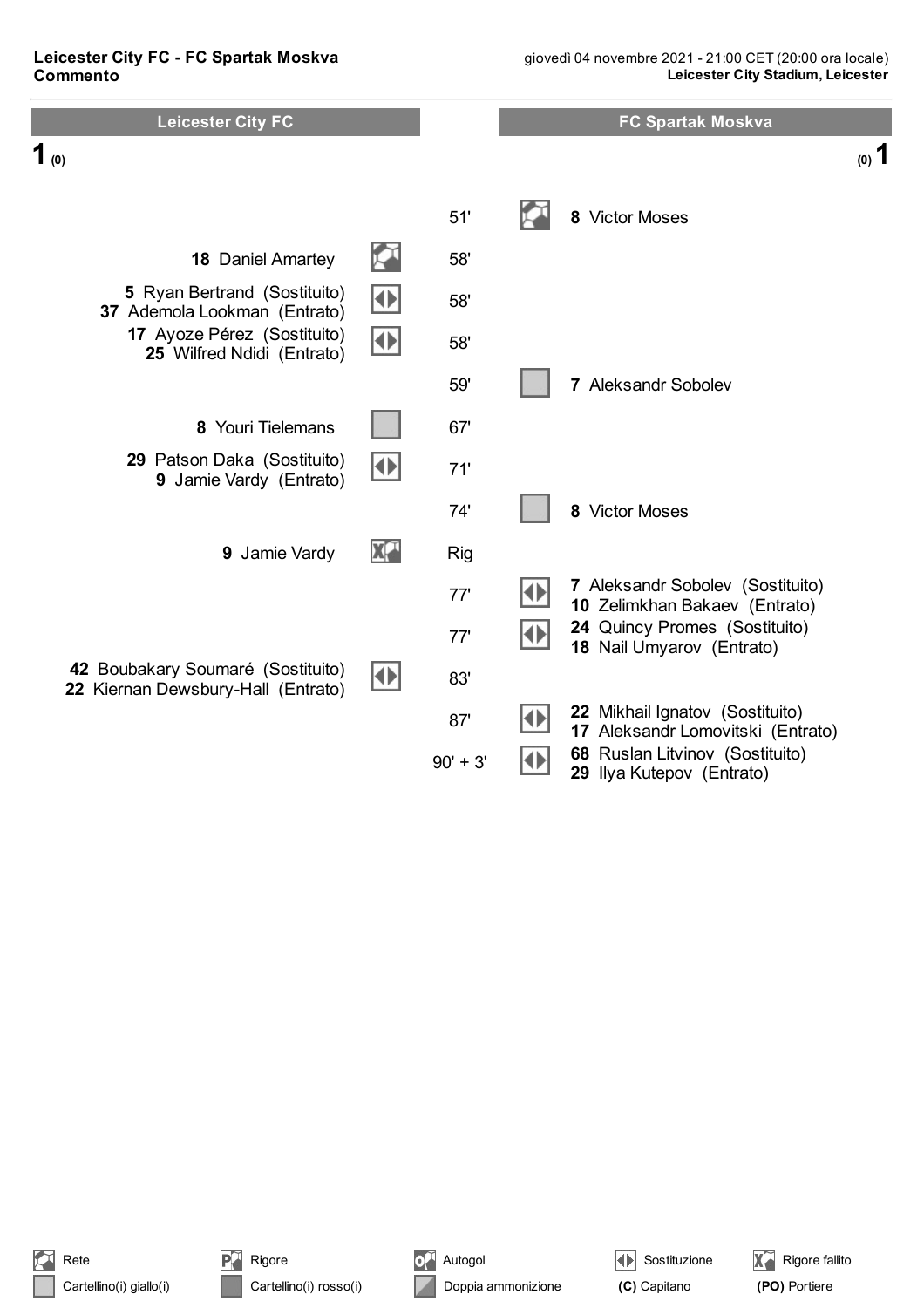**Leicester City FC - FC Spartak Moskva**
**Commento**

giovedì 04 novembre 2021 - 21:00 CET (20:00 ora locale)
**Leicester City Stadium, Leicester**

| Leicester City FC | | | | FC Spartak Moskva |
|---|---|---|---|---|
| **1** (0) | | | | (0) **1** |
| | | 51' | Rete | **8** Victor Moses |
| **18** Daniel Amartey | Rete | 58' | | |
| **5** Ryan Bertrand (Sostituito)<br>**37** Ademola Lookman (Entrato) | Sostituzione | 58' | | |
| **17** Ayoze Pérez (Sostituito)<br>**25** Wilfred Ndidi (Entrato) | Sostituzione | 58' | | |
| | | 59' | Cartellino giallo | **7** Aleksandr Sobolev |
| **8** Youri Tielemans | Cartellino giallo | 67' | | |
| **29** Patson Daka (Sostituito)<br>**9** Jamie Vardy (Entrato) | Sostituzione | 71' | | |
| | | 74' | Cartellino giallo | **8** Victor Moses |
| **9** Jamie Vardy | Rigore fallito | Rig | | |
| | | 77' | Sostituzione | **7** Aleksandr Sobolev (Sostituito)<br>**10** Zelimkhan Bakaev (Entrato) |
| | | 77' | Sostituzione | **24** Quincy Promes (Sostituito)<br>**18** Nail Umyarov (Entrato) |
| **42** Boubakary Soumaré (Sostituito)<br>**22** Kiernan Dewsbury-Hall (Entrato) | Sostituzione | 83' | | |
| | | 87' | Sostituzione | **22** Mikhail Ignatov (Sostituito)<br>**17** Aleksandr Lomovitski (Entrato) |
| | | 90' + 3' | Sostituzione | **68** Ruslan Litvinov (Sostituito)<br>**29** Ilya Kutepov (Entrato) |

Rete | Rigore | Autogol | Sostituzione | Rigore fallito
Cartellino(i) giallo(i) | Cartellino(i) rosso(i) | Doppia ammonizione | **(C)** Capitano | **(PO)** Portiere